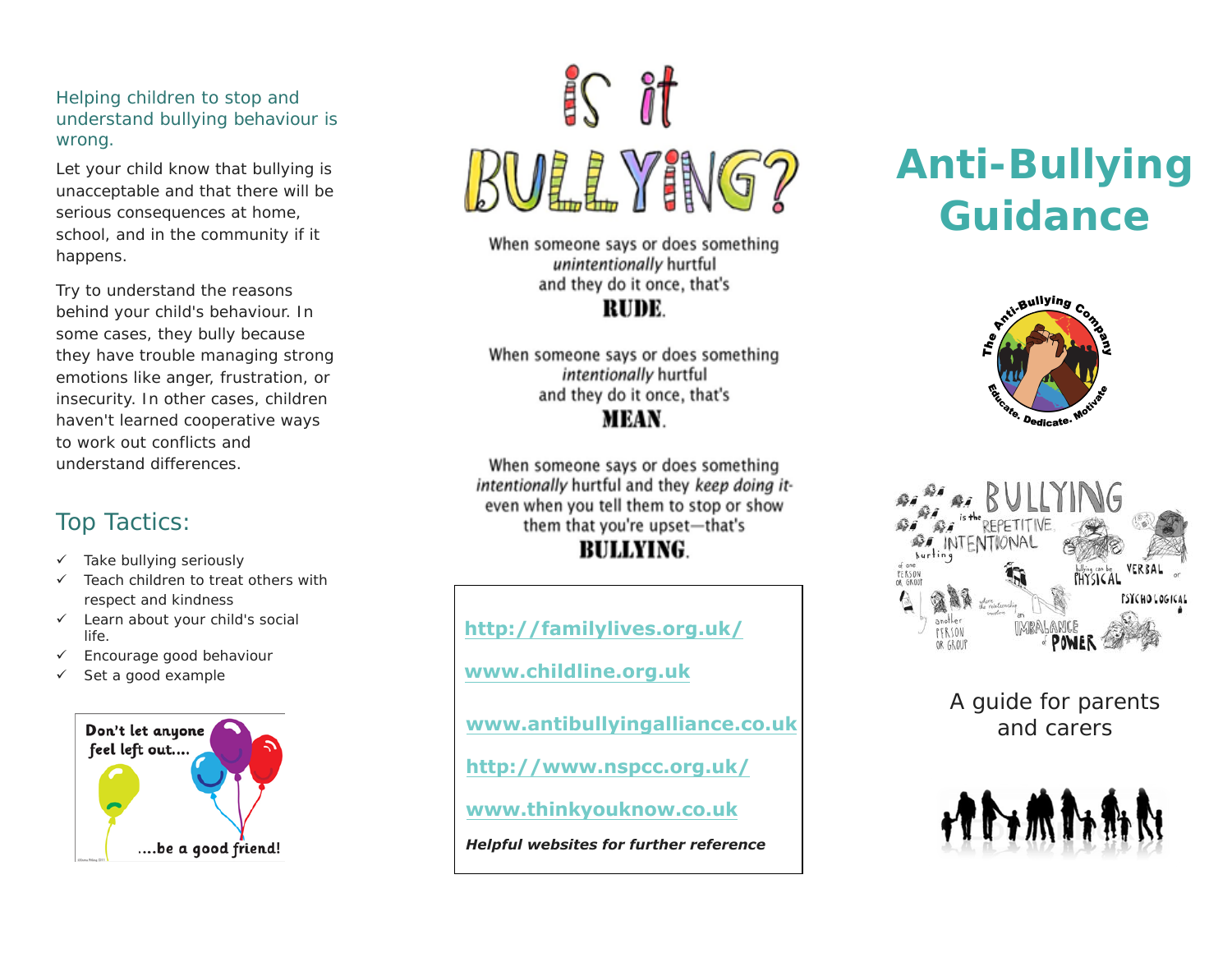Helping children to stop and understand bullying behaviour is wrong.

Let your child know that bullying is unacceptable and that there will be serious consequences at home, school, and in the community if it happens.

Try to understand the reasons behind your child's behaviour. In some cases, they bully because they have trouble managing strong emotions like anger, frustration, or insecurity. In other cases, children haven't learned cooperative ways to work out conflicts and understand differences.

## Top Tactics:

- ✓ Take bullying seriously
- ✓ Teach children to treat others with respect and kindness
- ✓ Learn about your child's social life.
- ✓ Encourage good behaviour
- ✓ Set a good example

Don't let anyone feel left out....

....be a good friend!

# is it BULLYING?

When someone says or does something *unintentionally* hurtful and they do it once, that's

**RUDE.**

When someone says or does something *intentionally* hurtful and they do it once, that's

**MEAN.**

When someone says or does something *intentionally* hurtful and they *keep doing it*- even when you tell them to stop or show them that you're upset—that's

**BULLYING.**

**http://familylives.org.uk/**

**www.childline.org.uk**

**www.antibullyingalliance.co.uk**

**http://www.nspcc.org.uk/**

**www.thinkyouknow.co.uk**

***Helpful websites for further reference***

# Anti-Bullying Guidance

The Anti-Bullying Company

Educate. Dedicate. Motivate

BULLYING is the REPETITIVE INTENTIONAL hurting of one PERSON OR GROUP by another PERSON OR GROUP where the relationship involves an IMBALANCE of POWER. Bullying can be PHYSICAL, VERBAL or PSYCHOLOGICAL

A guide for parents and carers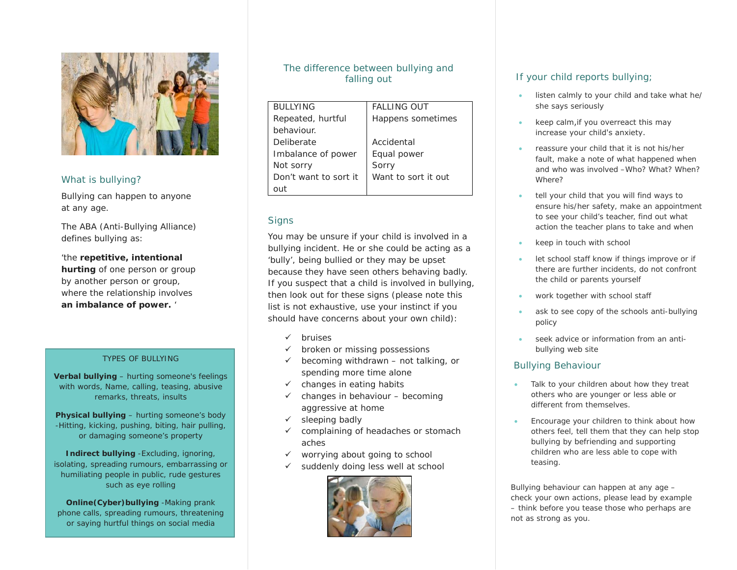## What is bullying?

Bullying can happen to anyone at any age.

The ABA (Anti-Bullying Alliance) defines bullying as:

'the **repetitive, intentional hurting** of one person or group by another person or group, where the relationship involves **an imbalance of power.** '

### TYPES OF BULLYING

**Verbal bullying** – hurting someone's feelings with words, Name, calling, teasing, abusive remarks, threats, insults

**Physical bullying** – hurting someone's body -Hitting, kicking, pushing, biting, hair pulling, or damaging someone's property

**Indirect bullying** -Excluding, ignoring, isolating, spreading rumours, embarrassing or humiliating people in public, rude gestures such as eye rolling

**Online(Cyber)bullying** -Making prank phone calls, spreading rumours, threatening or saying hurtful things on social media

## The difference between bullying and falling out

| BULLYING | FALLING OUT |
|---|---|
| Repeated, hurtful behaviour. | Happens sometimes |
| Deliberate | Accidental |
| Imbalance of power | Equal power |
| Not sorry | Sorry |
| Don't want to sort it out | Want to sort it out |

## Signs

You may be unsure if your child is involved in a bullying incident. He or she could be acting as a 'bully', being bullied or they may be upset because they have seen others behaving badly. If you suspect that a child is involved in bullying, then look out for these signs (please note this list is not exhaustive, use your instinct if you should have concerns about your own child):

- ✓ bruises
- ✓ broken or missing possessions
- ✓ becoming withdrawn – not talking, or spending more time alone
- ✓ changes in eating habits
- ✓ changes in behaviour – becoming aggressive at home
- ✓ sleeping badly
- ✓ complaining of headaches or stomach aches
- ✓ worrying about going to school
- ✓ suddenly doing less well at school

## If your child reports bullying;

- listen calmly to your child and take what he/ she says seriously
- keep calm,if you overreact this may increase your child's anxiety.
- reassure your child that it is not his/her fault, make a note of what happened when and who was involved –Who? What? When? Where?
- tell your child that you will find ways to ensure his/her safety, make an appointment to see your child's teacher, find out what action the teacher plans to take and when
- keep in touch with school
- let school staff know if things improve or if there are further incidents, do not confront the child or parents yourself
- work together with school staff
- ask to see copy of the schools anti-bullying policy
- seek advice or information from an anti-bullying web site

## Bullying Behaviour

- Talk to your children about how they treat others who are younger or less able or different from themselves.
- Encourage your children to think about how others feel, tell them that they can help stop bullying by befriending and supporting children who are less able to cope with teasing.

Bullying behaviour can happen at any age – check your own actions, please lead by example – think before you tease those who perhaps are not as strong as you.